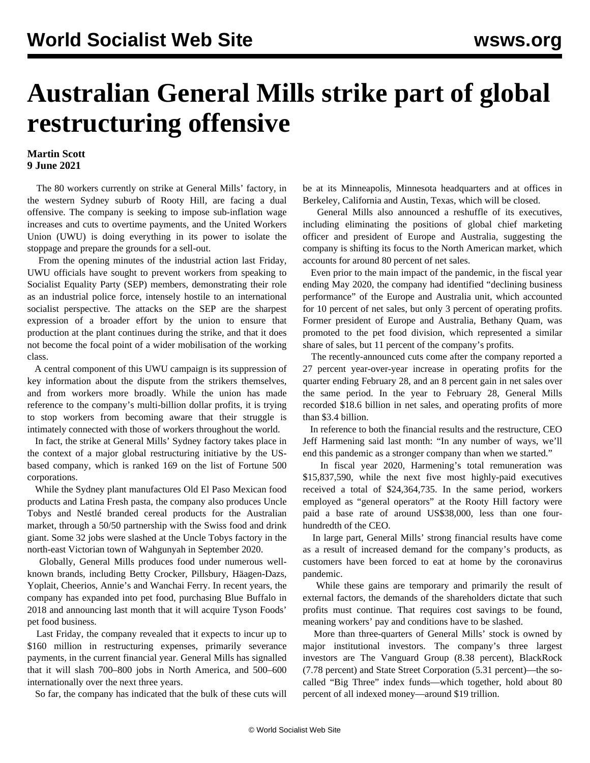# Australian General Mills strike part of global restructuring offensive

**Martin Scott**
**9 June 2021**

The 80 workers currently on strike at General Mills' factory, in the western Sydney suburb of Rooty Hill, are facing a dual offensive. The company is seeking to impose sub-inflation wage increases and cuts to overtime payments, and the United Workers Union (UWU) is doing everything in its power to isolate the stoppage and prepare the grounds for a sell-out.

From the opening minutes of the industrial action last Friday, UWU officials have sought to prevent workers from speaking to Socialist Equality Party (SEP) members, demonstrating their role as an industrial police force, intensely hostile to an international socialist perspective. The attacks on the SEP are the sharpest expression of a broader effort by the union to ensure that production at the plant continues during the strike, and that it does not become the focal point of a wider mobilisation of the working class.

A central component of this UWU campaign is its suppression of key information about the dispute from the strikers themselves, and from workers more broadly. While the union has made reference to the company's multi-billion dollar profits, it is trying to stop workers from becoming aware that their struggle is intimately connected with those of workers throughout the world.

In fact, the strike at General Mills' Sydney factory takes place in the context of a major global restructuring initiative by the US-based company, which is ranked 169 on the list of Fortune 500 corporations.

While the Sydney plant manufactures Old El Paso Mexican food products and Latina Fresh pasta, the company also produces Uncle Tobys and Nestlé branded cereal products for the Australian market, through a 50/50 partnership with the Swiss food and drink giant. Some 32 jobs were slashed at the Uncle Tobys factory in the north-east Victorian town of Wahgunyah in September 2020.

Globally, General Mills produces food under numerous well-known brands, including Betty Crocker, Pillsbury, Häagen-Dazs, Yoplait, Cheerios, Annie's and Wanchai Ferry. In recent years, the company has expanded into pet food, purchasing Blue Buffalo in 2018 and announcing last month that it will acquire Tyson Foods' pet food business.

Last Friday, the company revealed that it expects to incur up to $160 million in restructuring expenses, primarily severance payments, in the current financial year. General Mills has signalled that it will slash 700–800 jobs in North America, and 500–600 internationally over the next three years.

So far, the company has indicated that the bulk of these cuts will be at its Minneapolis, Minnesota headquarters and at offices in Berkeley, California and Austin, Texas, which will be closed.

General Mills also announced a reshuffle of its executives, including eliminating the positions of global chief marketing officer and president of Europe and Australia, suggesting the company is shifting its focus to the North American market, which accounts for around 80 percent of net sales.

Even prior to the main impact of the pandemic, in the fiscal year ending May 2020, the company had identified "declining business performance" of the Europe and Australia unit, which accounted for 10 percent of net sales, but only 3 percent of operating profits. Former president of Europe and Australia, Bethany Quam, was promoted to the pet food division, which represented a similar share of sales, but 11 percent of the company's profits.

The recently-announced cuts come after the company reported a 27 percent year-over-year increase in operating profits for the quarter ending February 28, and an 8 percent gain in net sales over the same period. In the year to February 28, General Mills recorded $18.6 billion in net sales, and operating profits of more than $3.4 billion.

In reference to both the financial results and the restructure, CEO Jeff Harmening said last month: "In any number of ways, we'll end this pandemic as a stronger company than when we started."

In fiscal year 2020, Harmening's total remuneration was $15,837,590, while the next five most highly-paid executives received a total of $24,364,735. In the same period, workers employed as "general operators" at the Rooty Hill factory were paid a base rate of around US$38,000, less than one four-hundredth of the CEO.

In large part, General Mills' strong financial results have come as a result of increased demand for the company's products, as customers have been forced to eat at home by the coronavirus pandemic.

While these gains are temporary and primarily the result of external factors, the demands of the shareholders dictate that such profits must continue. That requires cost savings to be found, meaning workers' pay and conditions have to be slashed.

More than three-quarters of General Mills' stock is owned by major institutional investors. The company's three largest investors are The Vanguard Group (8.38 percent), BlackRock (7.78 percent) and State Street Corporation (5.31 percent)—the so-called "Big Three" index funds—which together, hold about 80 percent of all indexed money—around $19 trillion.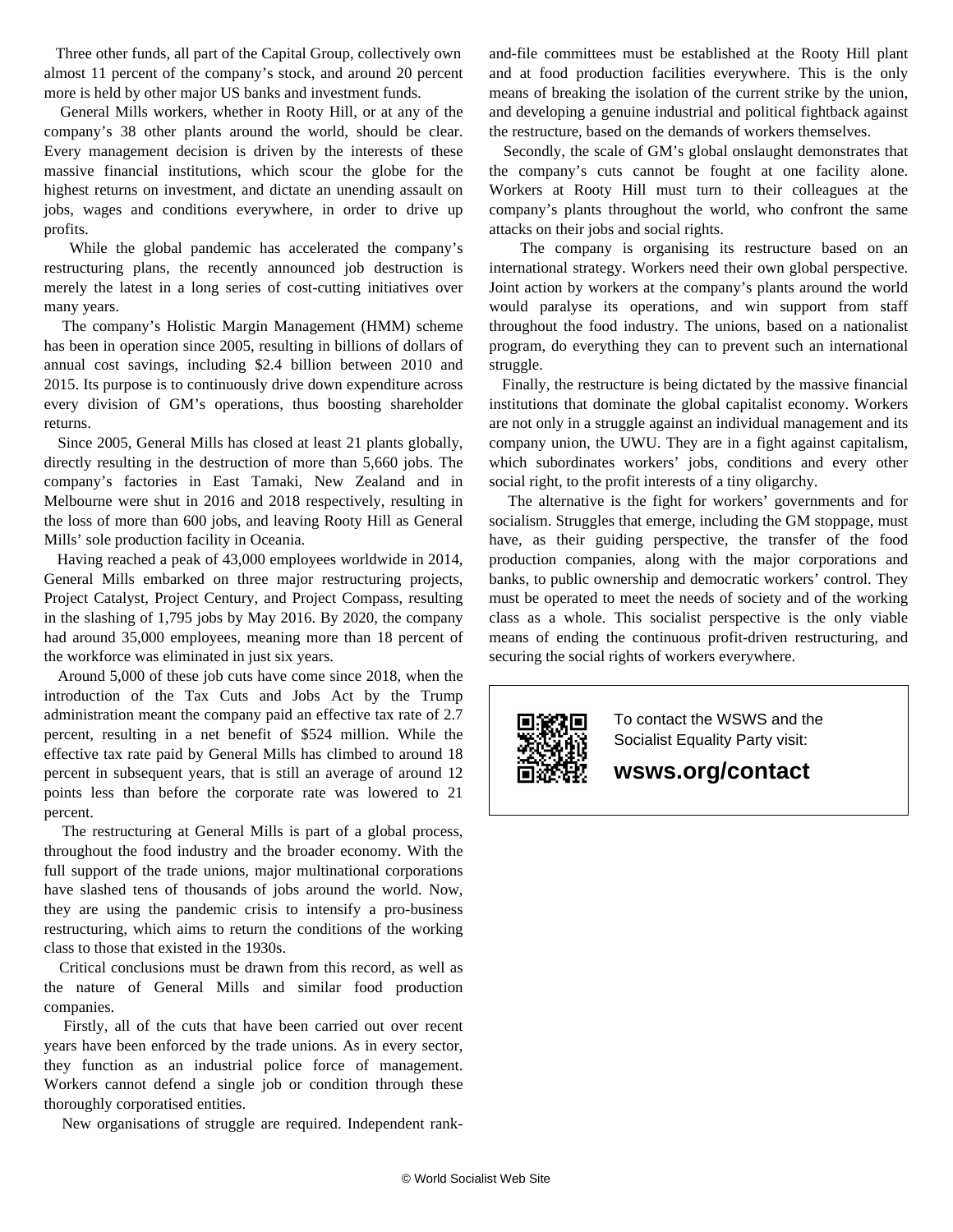Three other funds, all part of the Capital Group, collectively own almost 11 percent of the company's stock, and around 20 percent more is held by other major US banks and investment funds.

General Mills workers, whether in Rooty Hill, or at any of the company's 38 other plants around the world, should be clear. Every management decision is driven by the interests of these massive financial institutions, which scour the globe for the highest returns on investment, and dictate an unending assault on jobs, wages and conditions everywhere, in order to drive up profits.

While the global pandemic has accelerated the company's restructuring plans, the recently announced job destruction is merely the latest in a long series of cost-cutting initiatives over many years.

The company's Holistic Margin Management (HMM) scheme has been in operation since 2005, resulting in billions of dollars of annual cost savings, including $2.4 billion between 2010 and 2015. Its purpose is to continuously drive down expenditure across every division of GM's operations, thus boosting shareholder returns.

Since 2005, General Mills has closed at least 21 plants globally, directly resulting in the destruction of more than 5,660 jobs. The company's factories in East Tamaki, New Zealand and in Melbourne were shut in 2016 and 2018 respectively, resulting in the loss of more than 600 jobs, and leaving Rooty Hill as General Mills' sole production facility in Oceania.

Having reached a peak of 43,000 employees worldwide in 2014, General Mills embarked on three major restructuring projects, Project Catalyst, Project Century, and Project Compass, resulting in the slashing of 1,795 jobs by May 2016. By 2020, the company had around 35,000 employees, meaning more than 18 percent of the workforce was eliminated in just six years.

Around 5,000 of these job cuts have come since 2018, when the introduction of the Tax Cuts and Jobs Act by the Trump administration meant the company paid an effective tax rate of 2.7 percent, resulting in a net benefit of $524 million. While the effective tax rate paid by General Mills has climbed to around 18 percent in subsequent years, that is still an average of around 12 points less than before the corporate rate was lowered to 21 percent.

The restructuring at General Mills is part of a global process, throughout the food industry and the broader economy. With the full support of the trade unions, major multinational corporations have slashed tens of thousands of jobs around the world. Now, they are using the pandemic crisis to intensify a pro-business restructuring, which aims to return the conditions of the working class to those that existed in the 1930s.

Critical conclusions must be drawn from this record, as well as the nature of General Mills and similar food production companies.

Firstly, all of the cuts that have been carried out over recent years have been enforced by the trade unions. As in every sector, they function as an industrial police force of management. Workers cannot defend a single job or condition through these thoroughly corporatised entities.

New organisations of struggle are required. Independent rank-and-file committees must be established at the Rooty Hill plant and at food production facilities everywhere. This is the only means of breaking the isolation of the current strike by the union, and developing a genuine industrial and political fightback against the restructure, based on the demands of workers themselves.

Secondly, the scale of GM's global onslaught demonstrates that the company's cuts cannot be fought at one facility alone. Workers at Rooty Hill must turn to their colleagues at the company's plants throughout the world, who confront the same attacks on their jobs and social rights.

The company is organising its restructure based on an international strategy. Workers need their own global perspective. Joint action by workers at the company's plants around the world would paralyse its operations, and win support from staff throughout the food industry. The unions, based on a nationalist program, do everything they can to prevent such an international struggle.

Finally, the restructure is being dictated by the massive financial institutions that dominate the global capitalist economy. Workers are not only in a struggle against an individual management and its company union, the UWU. They are in a fight against capitalism, which subordinates workers' jobs, conditions and every other social right, to the profit interests of a tiny oligarchy.

The alternative is the fight for workers' governments and for socialism. Struggles that emerge, including the GM stoppage, must have, as their guiding perspective, the transfer of the food production companies, along with the major corporations and banks, to public ownership and democratic workers' control. They must be operated to meet the needs of society and of the working class as a whole. This socialist perspective is the only viable means of ending the continuous profit-driven restructuring, and securing the social rights of workers everywhere.

To contact the WSWS and the Socialist Equality Party visit:

**wsws.org/contact**